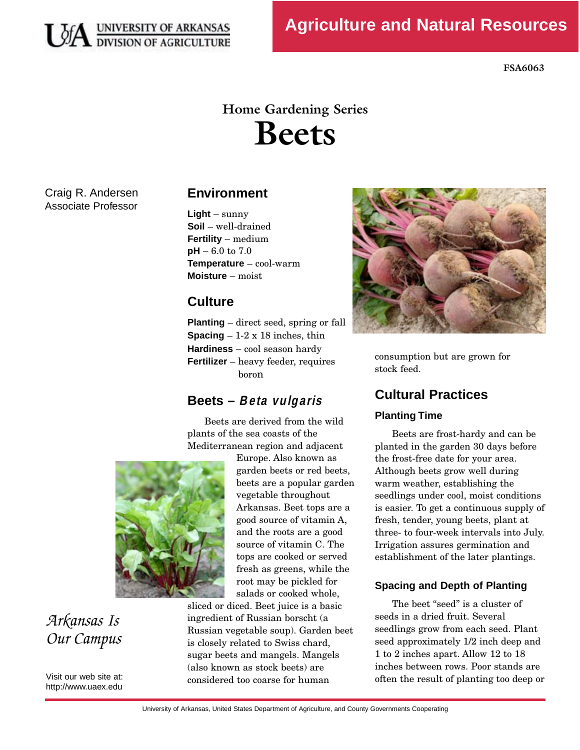UNIVERSITY OF ARKANSAS DIVISION OF AGRICULTURE

**Agriculture and Natural Resources**

**FSA6063**

## Home Gardening Series

# Beets

Craig R. Andersen
Associate Professor

## Environment

**Light** – sunny
**Soil** – well-drained
**Fertility** – medium
**pH** – 6.0 to 7.0
**Temperature** – cool-warm
**Moisture** – moist

## Culture

**Planting** – direct seed, spring or fall
**Spacing** – 1-2 x 18 inches, thin
**Hardiness** – cool season hardy
**Fertilizer** – heavy feeder, requires boron

## Beets – *Beta vulgaris*

Beets are derived from the wild plants of the sea coasts of the Mediterranean region and adjacent Europe. Also known as garden beets or red beets, beets are a popular garden vegetable throughout Arkansas. Beet tops are a good source of vitamin A, and the roots are a good source of vitamin C. The tops are cooked or served fresh as greens, while the root may be pickled for salads or cooked whole, sliced or diced. Beet juice is a basic ingredient of Russian borscht (a Russian vegetable soup). Garden beet is closely related to Swiss chard, sugar beets and mangels. Mangels (also known as stock beets) are considered too coarse for human consumption but are grown for stock feed.

## Cultural Practices

### Planting Time

Beets are frost-hardy and can be planted in the garden 30 days before the frost-free date for your area. Although beets grow well during warm weather, establishing the seedlings under cool, moist conditions is easier. To get a continuous supply of fresh, tender, young beets, plant at three- to four-week intervals into July. Irrigation assures germination and establishment of the later plantings.

### Spacing and Depth of Planting

The beet "seed" is a cluster of seeds in a dried fruit. Several seedlings grow from each seed. Plant seed approximately 1/2 inch deep and 1 to 2 inches apart. Allow 12 to 18 inches between rows. Poor stands are often the result of planting too deep or

*Arkansas Is Our Campus*

Visit our web site at: http://www.uaex.edu

University of Arkansas, United States Department of Agriculture, and County Governments Cooperating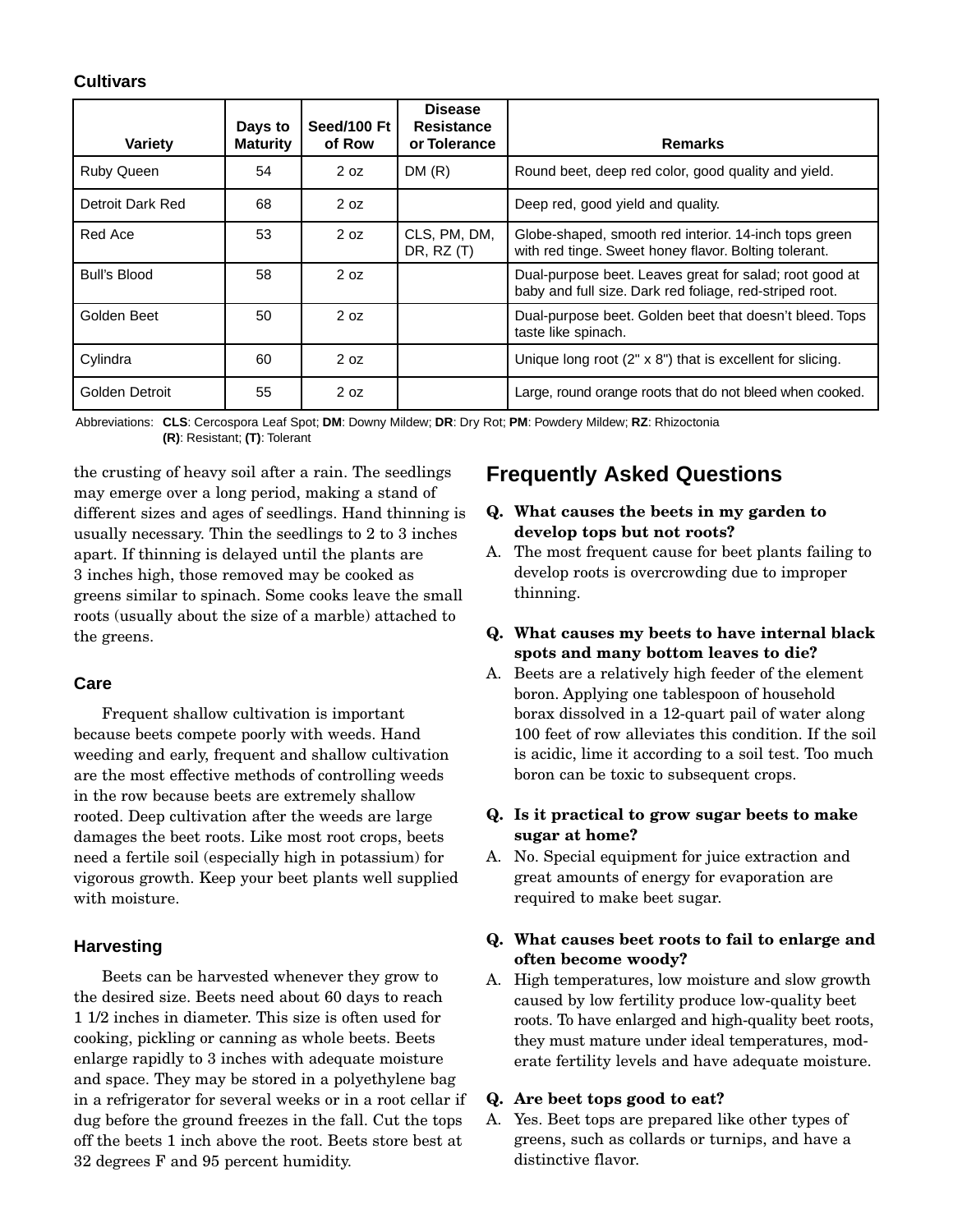### Cultivars

| Variety | Days to Maturity | Seed/100 Ft of Row | Disease Resistance or Tolerance | Remarks |
|---|---|---|---|---|
| Ruby Queen | 54 | 2 oz | DM (R) | Round beet, deep red color, good quality and yield. |
| Detroit Dark Red | 68 | 2 oz | | Deep red, good yield and quality. |
| Red Ace | 53 | 2 oz | CLS, PM, DM, DR, RZ (T) | Globe-shaped, smooth red interior. 14-inch tops green with red tinge. Sweet honey flavor. Bolting tolerant. |
| Bull's Blood | 58 | 2 oz | | Dual-purpose beet. Leaves great for salad; root good at baby and full size. Dark red foliage, red-striped root. |
| Golden Beet | 50 | 2 oz | | Dual-purpose beet. Golden beet that doesn't bleed. Tops taste like spinach. |
| Cylindra | 60 | 2 oz | | Unique long root (2" x 8") that is excellent for slicing. |
| Golden Detroit | 55 | 2 oz | | Large, round orange roots that do not bleed when cooked. |

Abbreviations: **CLS**: Cercospora Leaf Spot; **DM**: Downy Mildew; **DR**: Dry Rot; **PM**: Powdery Mildew; **RZ**: Rhizoctonia
**(R)**: Resistant; **(T)**: Tolerant

the crusting of heavy soil after a rain. The seedlings may emerge over a long period, making a stand of different sizes and ages of seedlings. Hand thinning is usually necessary. Thin the seedlings to 2 to 3 inches apart. If thinning is delayed until the plants are 3 inches high, those removed may be cooked as greens similar to spinach. Some cooks leave the small roots (usually about the size of a marble) attached to the greens.

### Care

Frequent shallow cultivation is important because beets compete poorly with weeds. Hand weeding and early, frequent and shallow cultivation are the most effective methods of controlling weeds in the row because beets are extremely shallow rooted. Deep cultivation after the weeds are large damages the beet roots. Like most root crops, beets need a fertile soil (especially high in potassium) for vigorous growth. Keep your beet plants well supplied with moisture.

### Harvesting

Beets can be harvested whenever they grow to the desired size. Beets need about 60 days to reach 1 1/2 inches in diameter. This size is often used for cooking, pickling or canning as whole beets. Beets enlarge rapidly to 3 inches with adequate moisture and space. They may be stored in a polyethylene bag in a refrigerator for several weeks or in a root cellar if dug before the ground freezes in the fall. Cut the tops off the beets 1 inch above the root. Beets store best at 32 degrees F and 95 percent humidity.

## Frequently Asked Questions

**Q. What causes the beets in my garden to develop tops but not roots?**

A. The most frequent cause for beet plants failing to develop roots is overcrowding due to improper thinning.

**Q. What causes my beets to have internal black spots and many bottom leaves to die?**

A. Beets are a relatively high feeder of the element boron. Applying one tablespoon of household borax dissolved in a 12-quart pail of water along 100 feet of row alleviates this condition. If the soil is acidic, lime it according to a soil test. Too much boron can be toxic to subsequent crops.

**Q. Is it practical to grow sugar beets to make sugar at home?**

A. No. Special equipment for juice extraction and great amounts of energy for evaporation are required to make beet sugar.

**Q. What causes beet roots to fail to enlarge and often become woody?**

A. High temperatures, low moisture and slow growth caused by low fertility produce low-quality beet roots. To have enlarged and high-quality beet roots, they must mature under ideal temperatures, moderate fertility levels and have adequate moisture.

**Q. Are beet tops good to eat?**

A. Yes. Beet tops are prepared like other types of greens, such as collards or turnips, and have a distinctive flavor.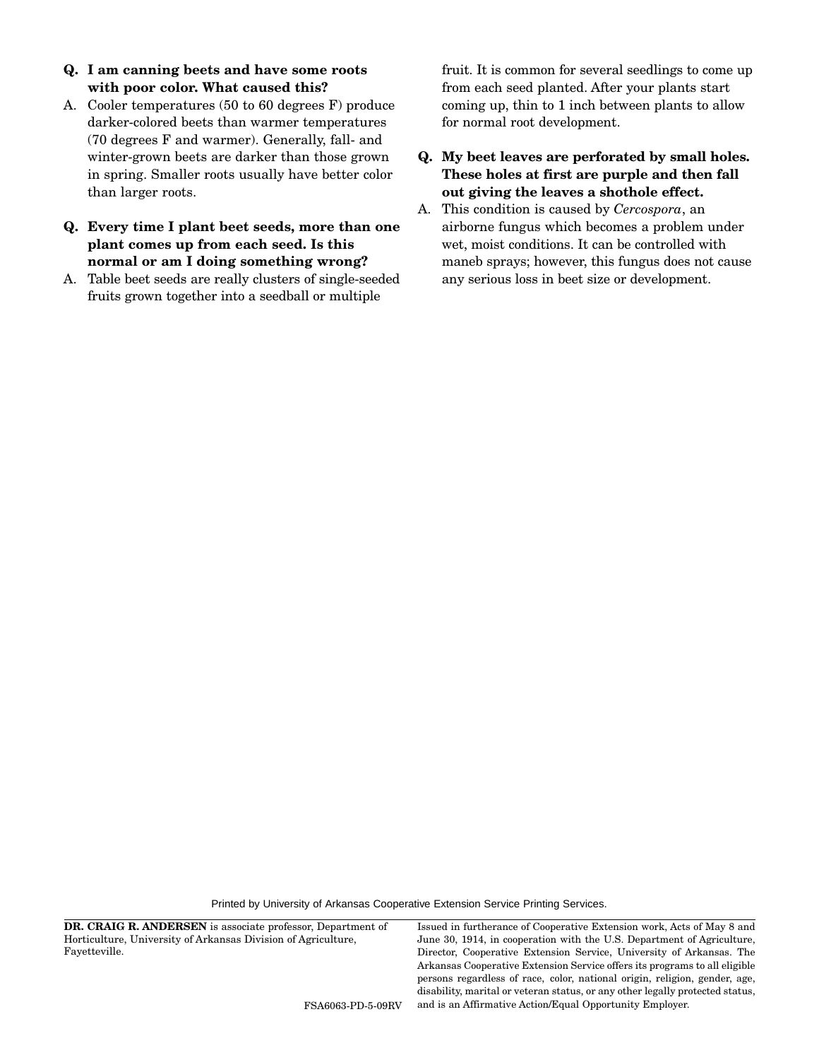**Q. I am canning beets and have some roots with poor color. What caused this?**

A. Cooler temperatures (50 to 60 degrees F) produce darker-colored beets than warmer temperatures (70 degrees F and warmer). Generally, fall- and winter-grown beets are darker than those grown in spring. Smaller roots usually have better color than larger roots.

**Q. Every time I plant beet seeds, more than one plant comes up from each seed. Is this normal or am I doing something wrong?**

A. Table beet seeds are really clusters of single-seeded fruits grown together into a seedball or multiple fruit. It is common for several seedlings to come up from each seed planted. After your plants start coming up, thin to 1 inch between plants to allow for normal root development.

**Q. My beet leaves are perforated by small holes. These holes at first are purple and then fall out giving the leaves a shothole effect.**

A. This condition is caused by *Cercospora*, an airborne fungus which becomes a problem under wet, moist conditions. It can be controlled with maneb sprays; however, this fungus does not cause any serious loss in beet size or development.

Printed by University of Arkansas Cooperative Extension Service Printing Services.

**DR. CRAIG R. ANDERSEN** is associate professor, Department of Horticulture, University of Arkansas Division of Agriculture, Fayetteville.

FSA6063-PD-5-09RV

Issued in furtherance of Cooperative Extension work, Acts of May 8 and June 30, 1914, in cooperation with the U.S. Department of Agriculture, Director, Cooperative Extension Service, University of Arkansas. The Arkansas Cooperative Extension Service offers its programs to all eligible persons regardless of race, color, national origin, religion, gender, age, disability, marital or veteran status, or any other legally protected status, and is an Affirmative Action/Equal Opportunity Employer.